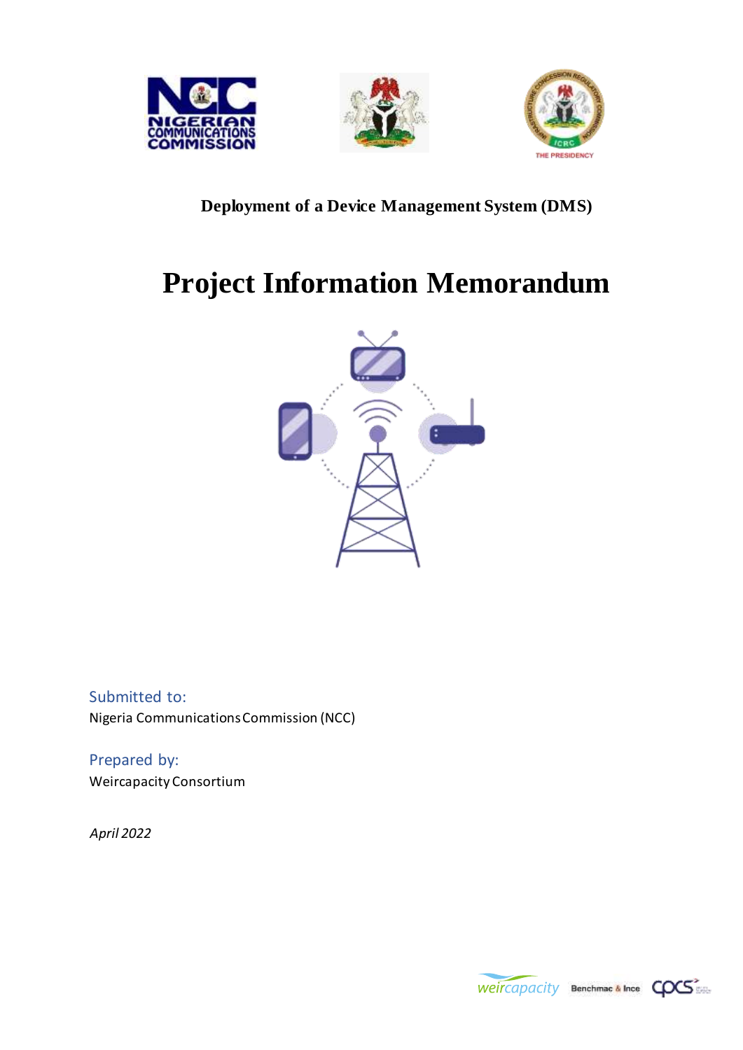Deployment of a Device Management System (DMS)

# Project Information Memorandum

Submitted to:

Nigeria Communications Commission (NCC)

Prepared by:

Weircapacity Consortium

*April 2022*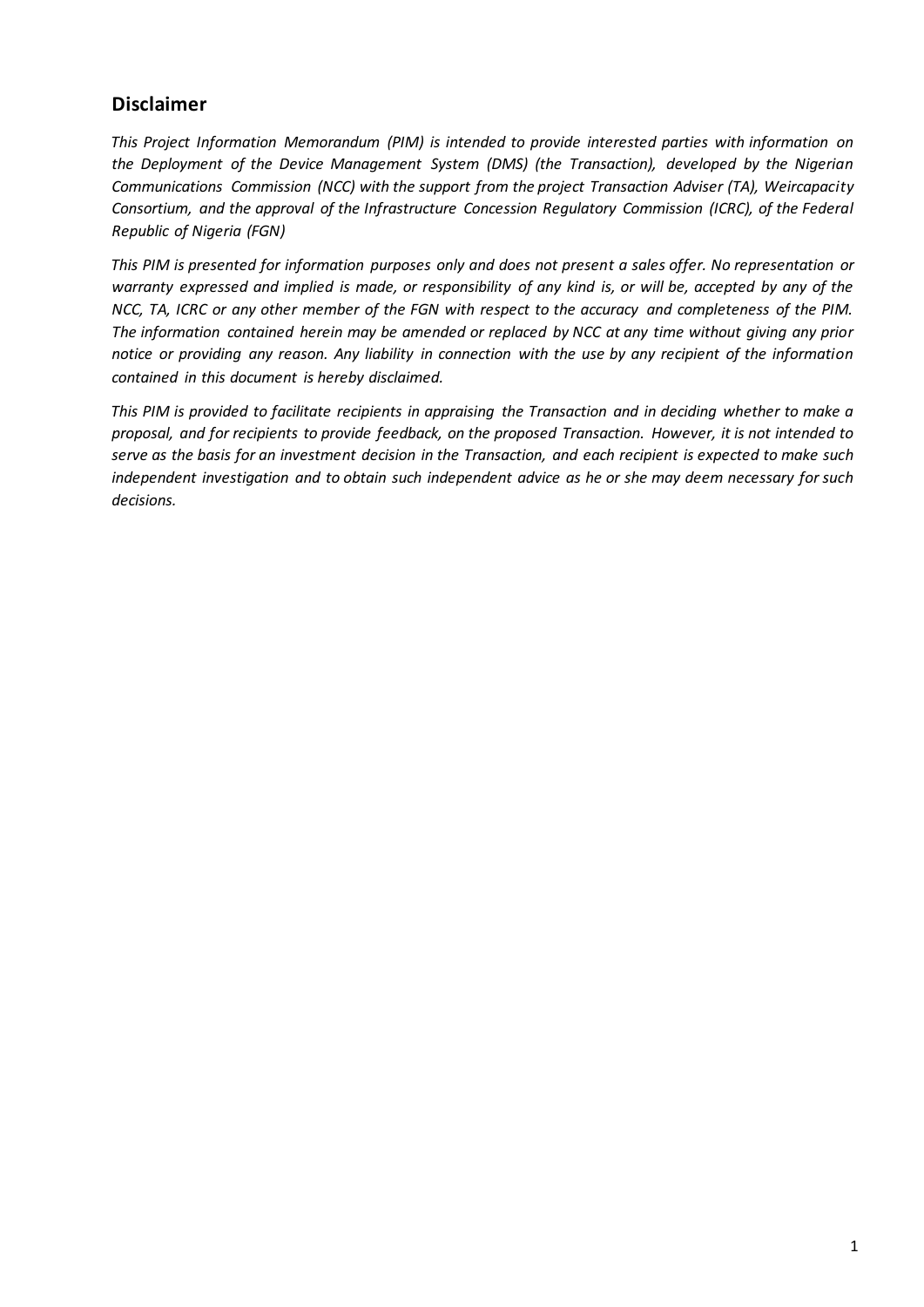## Disclaimer

*This Project Information Memorandum (PIM) is intended to provide interested parties with information on the Deployment of the Device Management System (DMS) (the Transaction), developed by the Nigerian Communications Commission (NCC) with the support from the project Transaction Adviser (TA), Weircapacity Consortium, and the approval of the Infrastructure Concession Regulatory Commission (ICRC), of the Federal Republic of Nigeria (FGN)*

*This PIM is presented for information purposes only and does not present a sales offer. No representation or warranty expressed and implied is made, or responsibility of any kind is, or will be, accepted by any of the NCC, TA, ICRC or any other member of the FGN with respect to the accuracy and completeness of the PIM. The information contained herein may be amended or replaced by NCC at any time without giving any prior notice or providing any reason. Any liability in connection with the use by any recipient of the information contained in this document is hereby disclaimed.*

*This PIM is provided to facilitate recipients in appraising the Transaction and in deciding whether to make a proposal, and for recipients to provide feedback, on the proposed Transaction. However, it is not intended to serve as the basis for an investment decision in the Transaction, and each recipient is expected to make such independent investigation and to obtain such independent advice as he or she may deem necessary for such decisions.*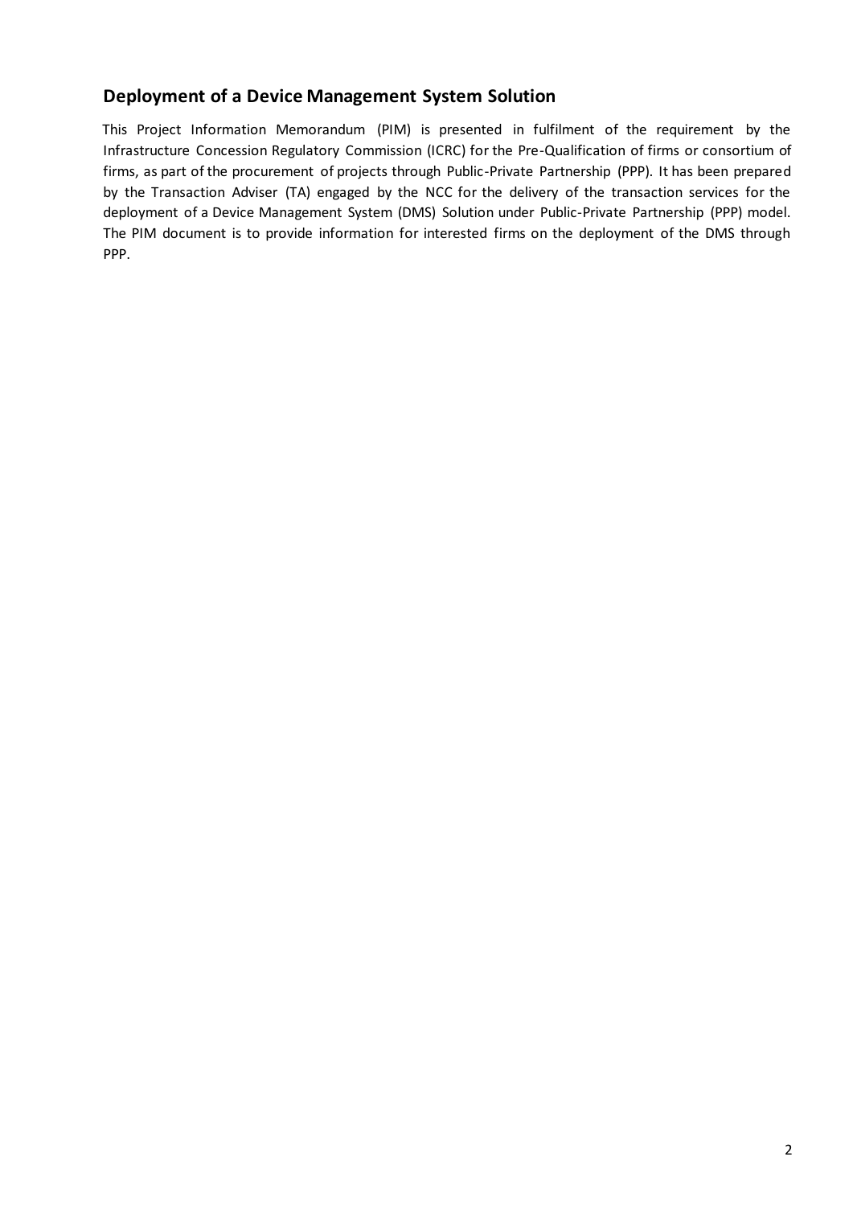## Deployment of a Device Management System Solution

This Project Information Memorandum (PIM) is presented in fulfilment of the requirement by the Infrastructure Concession Regulatory Commission (ICRC) for the Pre-Qualification of firms or consortium of firms, as part of the procurement of projects through Public-Private Partnership (PPP). It has been prepared by the Transaction Adviser (TA) engaged by the NCC for the delivery of the transaction services for the deployment of a Device Management System (DMS) Solution under Public-Private Partnership (PPP) model. The PIM document is to provide information for interested firms on the deployment of the DMS through PPP.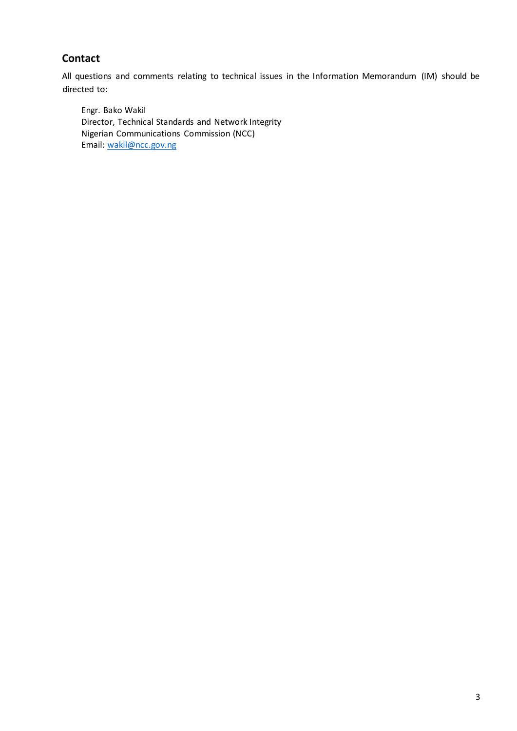## Contact

All questions and comments relating to technical issues in the Information Memorandum (IM) should be directed to:

Engr. Bako Wakil
Director, Technical Standards and Network Integrity
Nigerian Communications Commission (NCC)
Email: wakil@ncc.gov.ng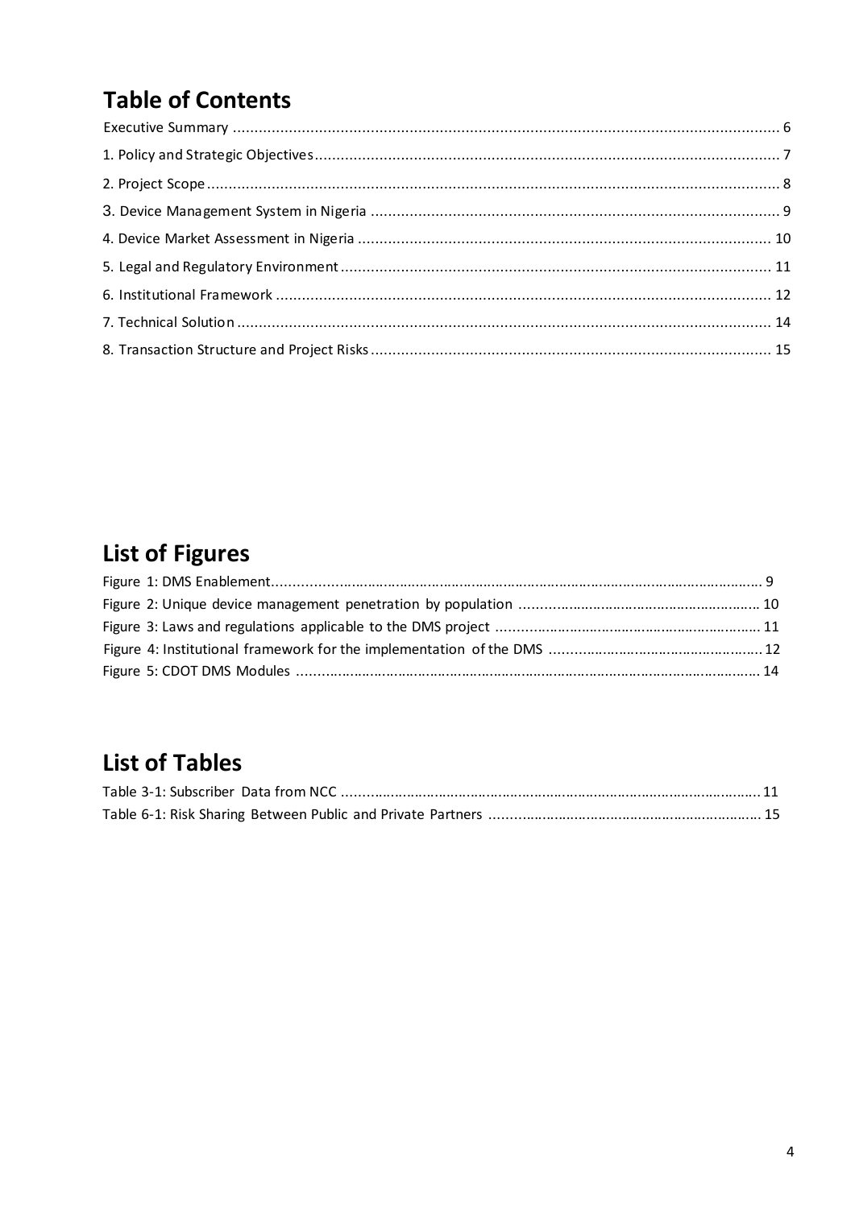## Table of Contents

Executive Summary ........................................................................................................................ 6

1. Policy and Strategic Objectives ..................................................................................................... 7

2. Project Scope ............................................................................................................................... 8

3. Device Management System in Nigeria ........................................................................................ 9

4. Device Market Assessment in Nigeria ......................................................................................... 10

5. Legal and Regulatory Environment ............................................................................................. 11

6. Institutional Framework ............................................................................................................ 12

7. Technical Solution ..................................................................................................................... 14

8. Transaction Structure and Project Risks ...................................................................................... 15

## List of Figures

Figure 1: DMS Enablement ................................................................................................................ 9

Figure 2: Unique device management penetration by population ................................................... 10

Figure 3: Laws and regulations applicable to the DMS project ........................................................ 11

Figure 4: Institutional framework for the implementation of the DMS ............................................ 12

Figure 5: CDOT DMS Modules .......................................................................................................... 14

## List of Tables

Table 3-1: Subscriber Data from NCC ................................................................................................ 11

Table 6-1: Risk Sharing Between Public and Private Partners .......................................................... 15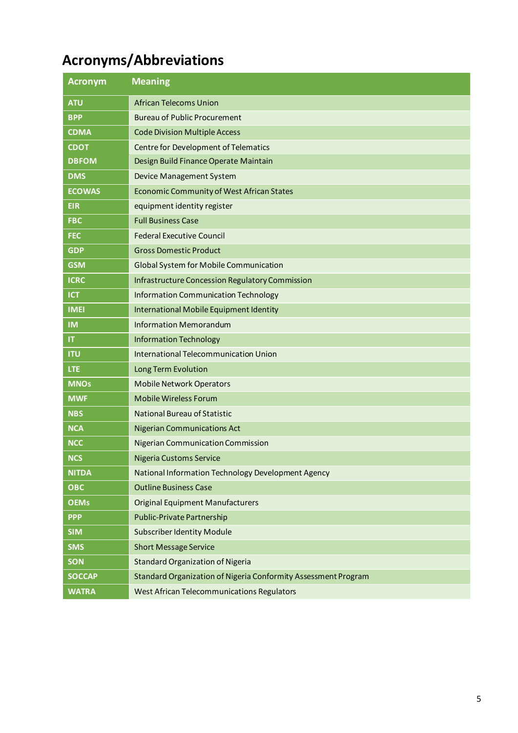# Acronyms/Abbreviations

| Acronym | Meaning |
| --- | --- |
| ATU | African Telecoms Union |
| BPP | Bureau of Public Procurement |
| CDMA | Code Division Multiple Access |
| CDOT | Centre for Development of Telematics |
| DBFOM | Design Build Finance Operate Maintain |
| DMS | Device Management System |
| ECOWAS | Economic Community of West African States |
| EIR | equipment identity register |
| FBC | Full Business Case |
| FEC | Federal Executive Council |
| GDP | Gross Domestic Product |
| GSM | Global System for Mobile Communication |
| ICRC | Infrastructure Concession Regulatory Commission |
| ICT | Information Communication Technology |
| IMEI | International Mobile Equipment Identity |
| IM | Information Memorandum |
| IT | Information Technology |
| ITU | International Telecommunication Union |
| LTE | Long Term Evolution |
| MNOs | Mobile Network Operators |
| MWF | Mobile Wireless Forum |
| NBS | National Bureau of Statistic |
| NCA | Nigerian Communications Act |
| NCC | Nigerian Communication Commission |
| NCS | Nigeria Customs Service |
| NITDA | National Information Technology Development Agency |
| OBC | Outline Business Case |
| OEMs | Original Equipment Manufacturers |
| PPP | Public-Private Partnership |
| SIM | Subscriber Identity Module |
| SMS | Short Message Service |
| SON | Standard Organization of Nigeria |
| SOCCAP | Standard Organization of Nigeria Conformity Assessment Program |
| WATRA | West African Telecommunications Regulators |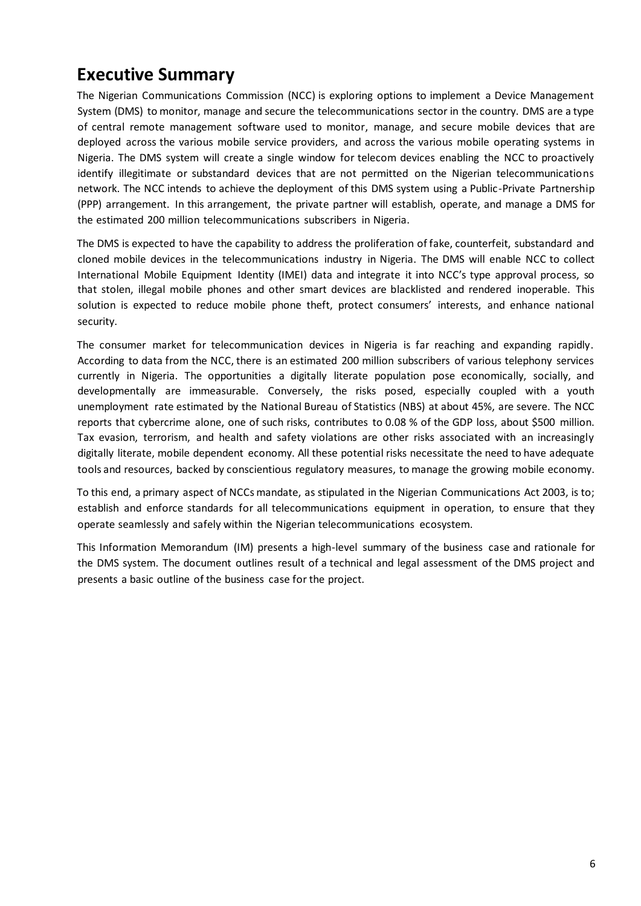# Executive Summary

The Nigerian Communications Commission (NCC) is exploring options to implement a Device Management System (DMS) to monitor, manage and secure the telecommunications sector in the country. DMS are a type of central remote management software used to monitor, manage, and secure mobile devices that are deployed across the various mobile service providers, and across the various mobile operating systems in Nigeria. The DMS system will create a single window for telecom devices enabling the NCC to proactively identify illegitimate or substandard devices that are not permitted on the Nigerian telecommunications network. The NCC intends to achieve the deployment of this DMS system using a Public-Private Partnership (PPP) arrangement. In this arrangement, the private partner will establish, operate, and manage a DMS for the estimated 200 million telecommunications subscribers in Nigeria.

The DMS is expected to have the capability to address the proliferation of fake, counterfeit, substandard and cloned mobile devices in the telecommunications industry in Nigeria. The DMS will enable NCC to collect International Mobile Equipment Identity (IMEI) data and integrate it into NCC's type approval process, so that stolen, illegal mobile phones and other smart devices are blacklisted and rendered inoperable. This solution is expected to reduce mobile phone theft, protect consumers' interests, and enhance national security.

The consumer market for telecommunication devices in Nigeria is far reaching and expanding rapidly. According to data from the NCC, there is an estimated 200 million subscribers of various telephony services currently in Nigeria. The opportunities a digitally literate population pose economically, socially, and developmentally are immeasurable. Conversely, the risks posed, especially coupled with a youth unemployment rate estimated by the National Bureau of Statistics (NBS) at about 45%, are severe. The NCC reports that cybercrime alone, one of such risks, contributes to 0.08 % of the GDP loss, about $500 million. Tax evasion, terrorism, and health and safety violations are other risks associated with an increasingly digitally literate, mobile dependent economy. All these potential risks necessitate the need to have adequate tools and resources, backed by conscientious regulatory measures, to manage the growing mobile economy.

To this end, a primary aspect of NCCs mandate, as stipulated in the Nigerian Communications Act 2003, is to; establish and enforce standards for all telecommunications equipment in operation, to ensure that they operate seamlessly and safely within the Nigerian telecommunications ecosystem.

This Information Memorandum (IM) presents a high-level summary of the business case and rationale for the DMS system. The document outlines result of a technical and legal assessment of the DMS project and presents a basic outline of the business case for the project.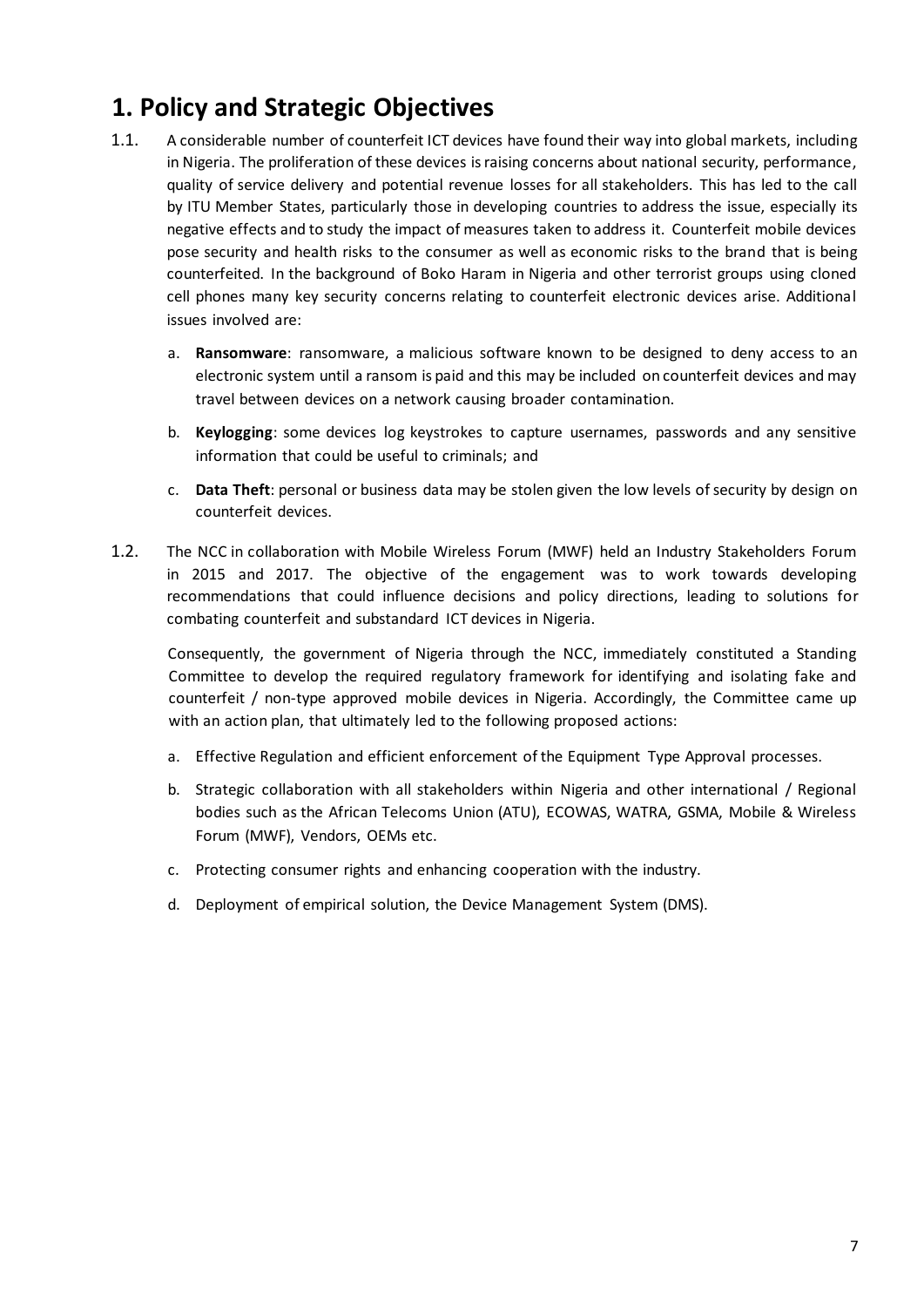# 1. Policy and Strategic Objectives

1.1. A considerable number of counterfeit ICT devices have found their way into global markets, including in Nigeria. The proliferation of these devices is raising concerns about national security, performance, quality of service delivery and potential revenue losses for all stakeholders. This has led to the call by ITU Member States, particularly those in developing countries to address the issue, especially its negative effects and to study the impact of measures taken to address it. Counterfeit mobile devices pose security and health risks to the consumer as well as economic risks to the brand that is being counterfeited. In the background of Boko Haram in Nigeria and other terrorist groups using cloned cell phones many key security concerns relating to counterfeit electronic devices arise. Additional issues involved are:

a. **Ransomware**: ransomware, a malicious software known to be designed to deny access to an electronic system until a ransom is paid and this may be included on counterfeit devices and may travel between devices on a network causing broader contamination.

b. **Keylogging**: some devices log keystrokes to capture usernames, passwords and any sensitive information that could be useful to criminals; and

c. **Data Theft**: personal or business data may be stolen given the low levels of security by design on counterfeit devices.

1.2. The NCC in collaboration with Mobile Wireless Forum (MWF) held an Industry Stakeholders Forum in 2015 and 2017. The objective of the engagement was to work towards developing recommendations that could influence decisions and policy directions, leading to solutions for combating counterfeit and substandard ICT devices in Nigeria.

Consequently, the government of Nigeria through the NCC, immediately constituted a Standing Committee to develop the required regulatory framework for identifying and isolating fake and counterfeit / non-type approved mobile devices in Nigeria. Accordingly, the Committee came up with an action plan, that ultimately led to the following proposed actions:

a. Effective Regulation and efficient enforcement of the Equipment Type Approval processes.

b. Strategic collaboration with all stakeholders within Nigeria and other international / Regional bodies such as the African Telecoms Union (ATU), ECOWAS, WATRA, GSMA, Mobile & Wireless Forum (MWF), Vendors, OEMs etc.

c. Protecting consumer rights and enhancing cooperation with the industry.

d. Deployment of empirical solution, the Device Management System (DMS).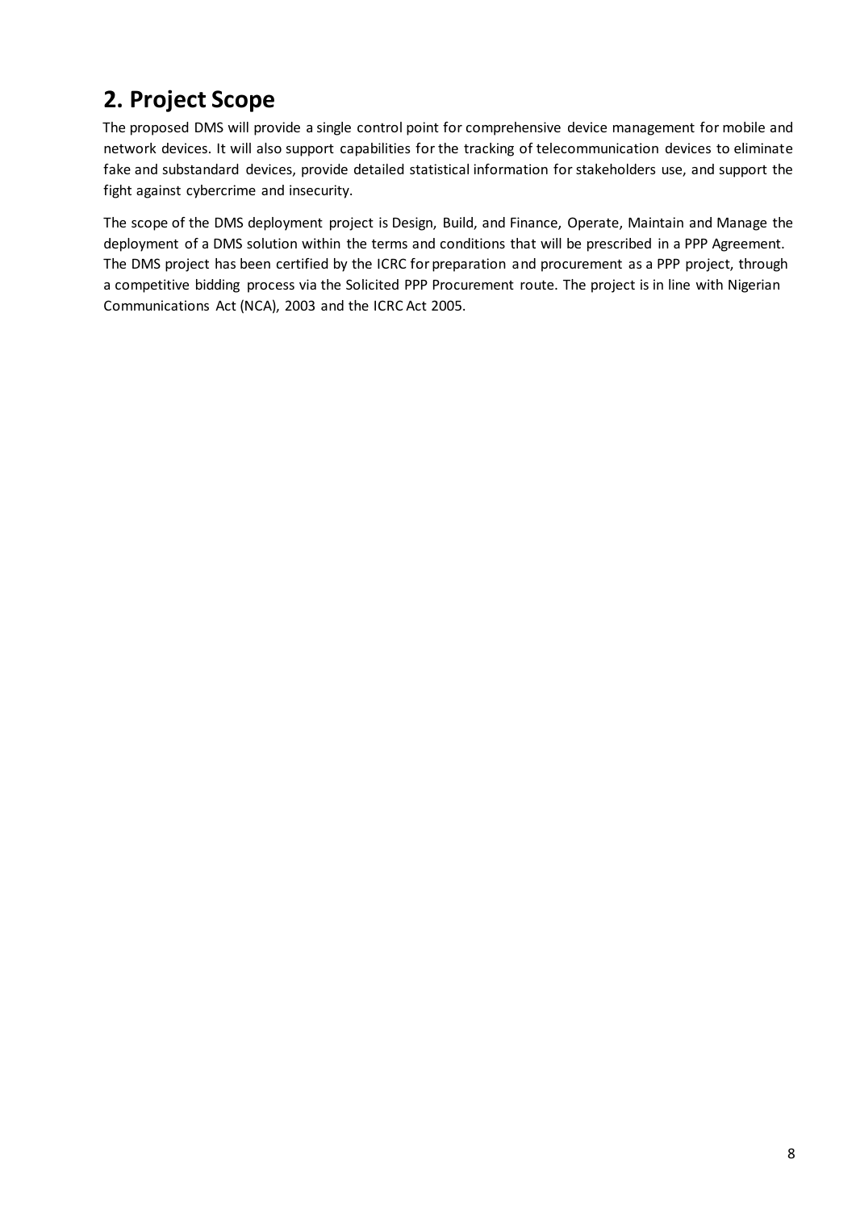# 2. Project Scope

The proposed DMS will provide a single control point for comprehensive device management for mobile and network devices. It will also support capabilities for the tracking of telecommunication devices to eliminate fake and substandard devices, provide detailed statistical information for stakeholders use, and support the fight against cybercrime and insecurity.

The scope of the DMS deployment project is Design, Build, and Finance, Operate, Maintain and Manage the deployment of a DMS solution within the terms and conditions that will be prescribed in a PPP Agreement. The DMS project has been certified by the ICRC for preparation and procurement as a PPP project, through a competitive bidding process via the Solicited PPP Procurement route. The project is in line with Nigerian Communications Act (NCA), 2003 and the ICRC Act 2005.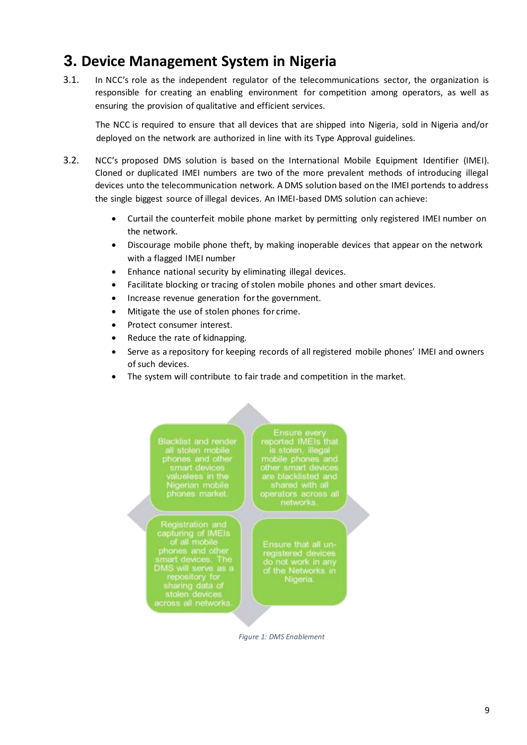# 3. Device Management System in Nigeria

3.1. In NCC's role as the independent regulator of the telecommunications sector, the organization is responsible for creating an enabling environment for competition among operators, as well as ensuring the provision of qualitative and efficient services.

The NCC is required to ensure that all devices that are shipped into Nigeria, sold in Nigeria and/or deployed on the network are authorized in line with its Type Approval guidelines.

3.2. NCC's proposed DMS solution is based on the International Mobile Equipment Identifier (IMEI). Cloned or duplicated IMEI numbers are two of the more prevalent methods of introducing illegal devices unto the telecommunication network. A DMS solution based on the IMEI portends to address the single biggest source of illegal devices. An IMEI-based DMS solution can achieve:

- Curtail the counterfeit mobile phone market by permitting only registered IMEI number on the network.
- Discourage mobile phone theft, by making inoperable devices that appear on the network with a flagged IMEI number
- Enhance national security by eliminating illegal devices.
- Facilitate blocking or tracing of stolen mobile phones and other smart devices.
- Increase revenue generation for the government.
- Mitigate the use of stolen phones for crime.
- Protect consumer interest.
- Reduce the rate of kidnapping.
- Serve as a repository for keeping records of all registered mobile phones' IMEI and owners of such devices.
- The system will contribute to fair trade and competition in the market.

Blacklist and render all stolen mobile phones and other smart devices valueless in the Nigerian mobile phones market.

Ensure every reported IMEIs that is stolen, illegal mobile phones and other smart devices are blacklisted and shared with all operators across all networks.

Registration and capturing of IMEIs of all mobile phones and other smart devices. The DMS will serve as a repository for sharing data of stolen devices across all networks.

Ensure that all un-registered devices do not work in any of the Networks in Nigeria.

*Figure 1: DMS Enablement*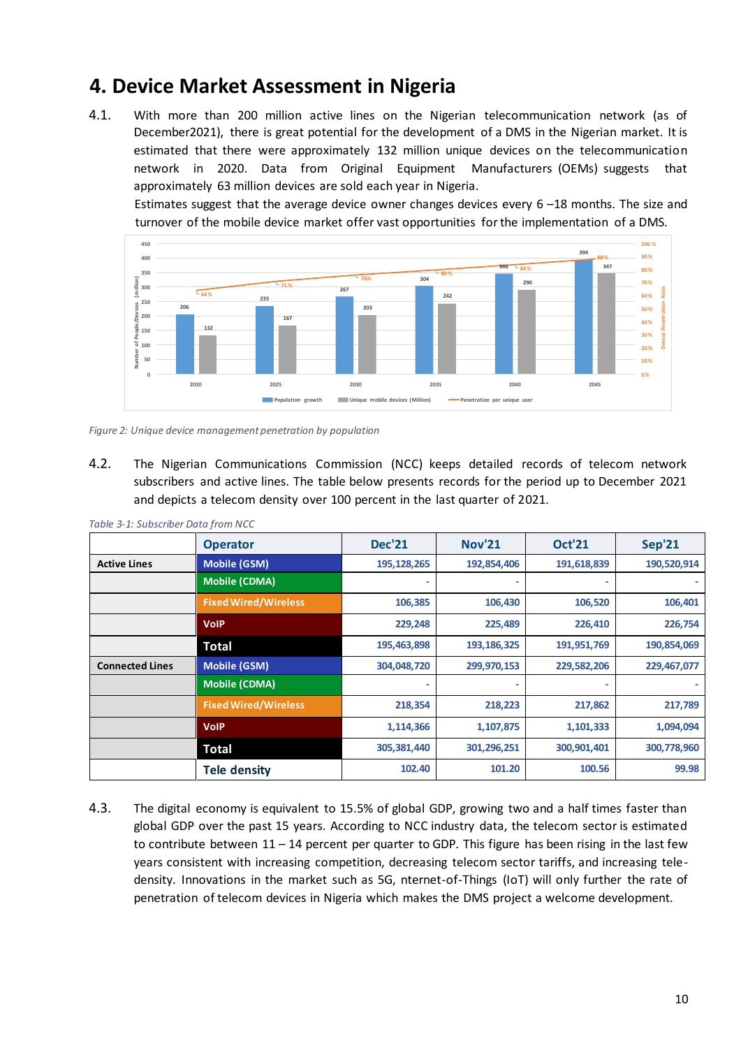# 4. Device Market Assessment in Nigeria

4.1. With more than 200 million active lines on the Nigerian telecommunication network (as of December2021), there is great potential for the development of a DMS in the Nigerian market. It is estimated that there were approximately 132 million unique devices on the telecommunication network in 2020. Data from Original Equipment Manufacturers (OEMs) suggests that approximately 63 million devices are sold each year in Nigeria.

Estimates suggest that the average device owner changes devices every 6 –18 months. The size and turnover of the mobile device market offer vast opportunities for the implementation of a DMS.

*Figure 2: Unique device management penetration by population*

4.2. The Nigerian Communications Commission (NCC) keeps detailed records of telecom network subscribers and active lines. The table below presents records for the period up to December 2021 and depicts a telecom density over 100 percent in the last quarter of 2021.

*Table 3-1: Subscriber Data from NCC*

| | Operator | Dec'21 | Nov'21 | Oct'21 | Sep'21 |
|---|---|---|---|---|---|
| **Active Lines** | Mobile (GSM) | 195,128,265 | 192,854,406 | 191,618,839 | 190,520,914 |
| | Mobile (CDMA) | - | - | - | - |
| | Fixed Wired/Wireless | 106,385 | 106,430 | 106,520 | 106,401 |
| | VoIP | 229,248 | 225,489 | 226,410 | 226,754 |
| | **Total** | 195,463,898 | 193,186,325 | 191,951,769 | 190,854,069 |
| **Connected Lines** | Mobile (GSM) | 304,048,720 | 299,970,153 | 229,582,206 | 229,467,077 |
| | Mobile (CDMA) | - | - | - | - |
| | Fixed Wired/Wireless | 218,354 | 218,223 | 217,862 | 217,789 |
| | VoIP | 1,114,366 | 1,107,875 | 1,101,333 | 1,094,094 |
| | **Total** | 305,381,440 | 301,296,251 | 300,901,401 | 300,778,960 |
| | **Tele density** | 102.40 | 101.20 | 100.56 | 99.98 |

4.3. The digital economy is equivalent to 15.5% of global GDP, growing two and a half times faster than global GDP over the past 15 years. According to NCC industry data, the telecom sector is estimated to contribute between 11 – 14 percent per quarter to GDP. This figure has been rising in the last few years consistent with increasing competition, decreasing telecom sector tariffs, and increasing tele-density. Innovations in the market such as 5G, nternet-of-Things (IoT) will only further the rate of penetration of telecom devices in Nigeria which makes the DMS project a welcome development.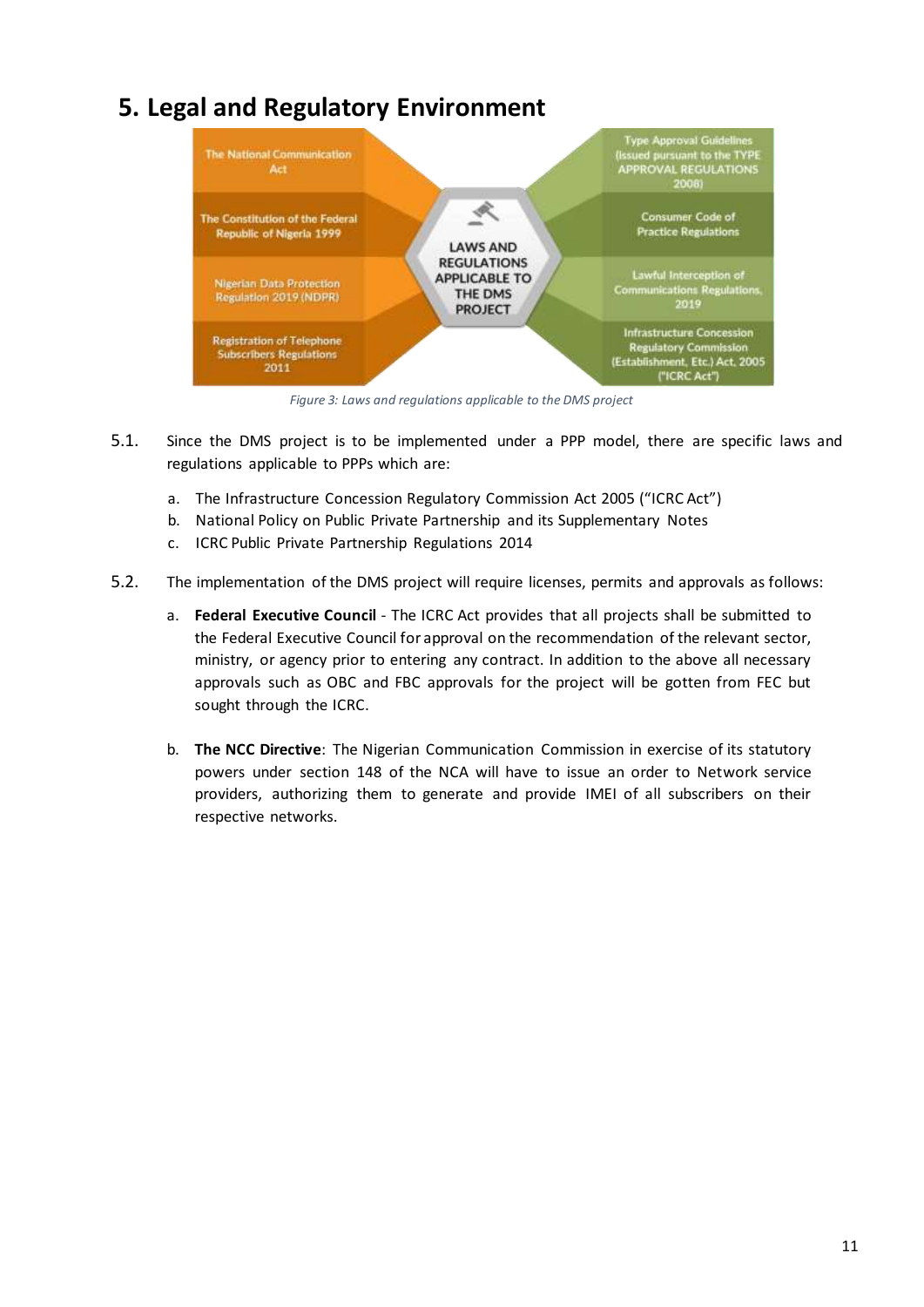# 5. Legal and Regulatory Environment

The National Communication Act

The Constitution of the Federal Republic of Nigeria 1999

Nigerian Data Protection Regulation 2019 (NDPR)

Registration of Telephone Subscribers Regulations 2011

LAWS AND REGULATIONS APPLICABLE TO THE DMS PROJECT

Type Approval Guidelines (Issued pursuant to the TYPE APPROVAL REGULATIONS 2008)

Consumer Code of Practice Regulations

Lawful Interception of Communications Regulations, 2019

Infrastructure Concession Regulatory Commission (Establishment, Etc.) Act, 2005 ("ICRC Act")

*Figure 3: Laws and regulations applicable to the DMS project*

5.1. Since the DMS project is to be implemented under a PPP model, there are specific laws and regulations applicable to PPPs which are:

a. The Infrastructure Concession Regulatory Commission Act 2005 ("ICRC Act")
b. National Policy on Public Private Partnership and its Supplementary Notes
c. ICRC Public Private Partnership Regulations 2014

5.2. The implementation of the DMS project will require licenses, permits and approvals as follows:

a. **Federal Executive Council** - The ICRC Act provides that all projects shall be submitted to the Federal Executive Council for approval on the recommendation of the relevant sector, ministry, or agency prior to entering any contract. In addition to the above all necessary approvals such as OBC and FBC approvals for the project will be gotten from FEC but sought through the ICRC.

b. **The NCC Directive**: The Nigerian Communication Commission in exercise of its statutory powers under section 148 of the NCA will have to issue an order to Network service providers, authorizing them to generate and provide IMEI of all subscribers on their respective networks.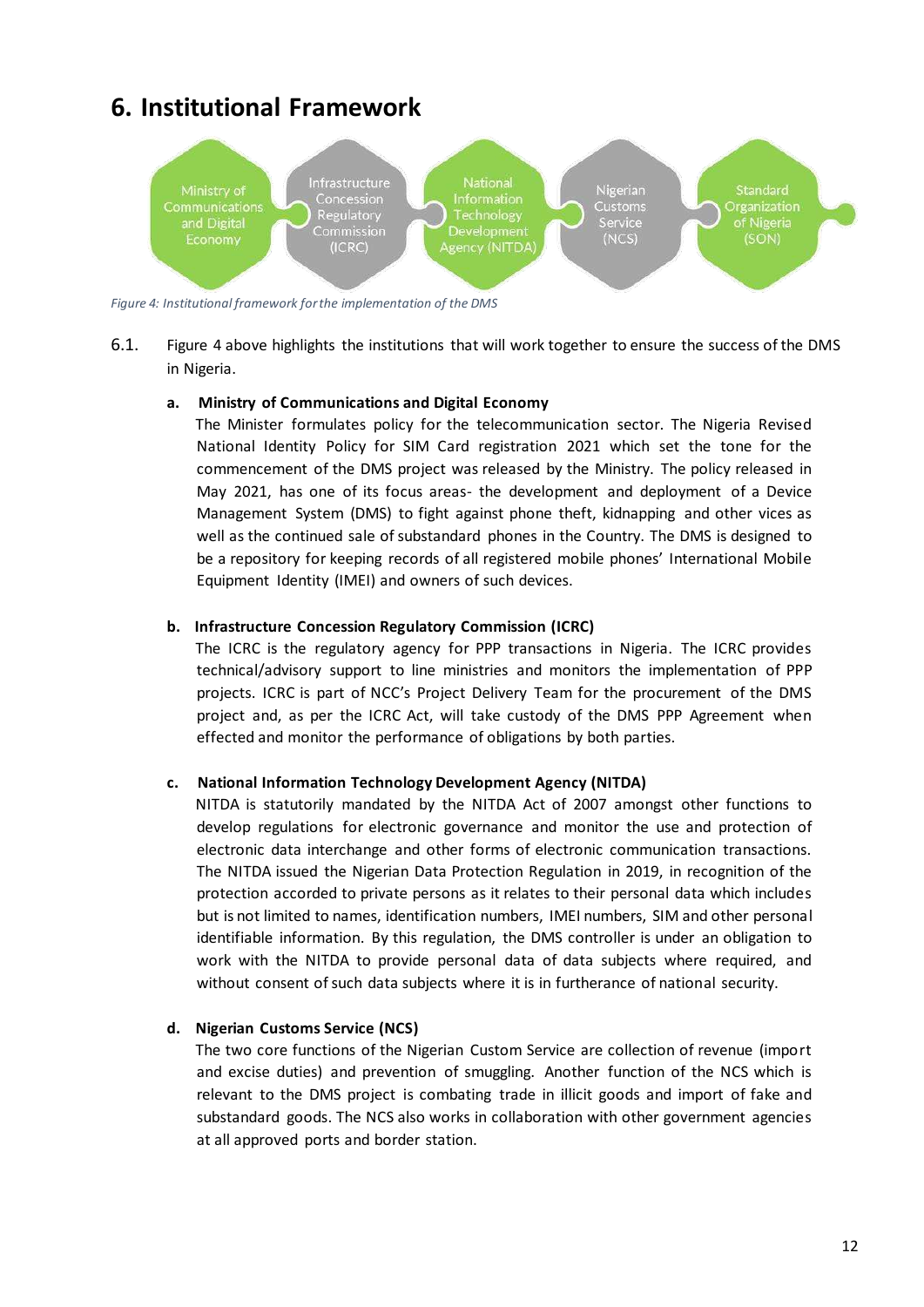# 6. Institutional Framework

Ministry of Communications and Digital Economy | Infrastructure Concession Regulatory Commission (ICRC) | National Information Technology Development Agency (NITDA) | Nigerian Customs Service (NCS) | Standard Organization of Nigeria (SON)

*Figure 4: Institutional framework for the implementation of the DMS*

6.1. Figure 4 above highlights the institutions that will work together to ensure the success of the DMS in Nigeria.

**a. Ministry of Communications and Digital Economy**

The Minister formulates policy for the telecommunication sector. The Nigeria Revised National Identity Policy for SIM Card registration 2021 which set the tone for the commencement of the DMS project was released by the Ministry. The policy released in May 2021, has one of its focus areas- the development and deployment of a Device Management System (DMS) to fight against phone theft, kidnapping and other vices as well as the continued sale of substandard phones in the Country. The DMS is designed to be a repository for keeping records of all registered mobile phones' International Mobile Equipment Identity (IMEI) and owners of such devices.

**b. Infrastructure Concession Regulatory Commission (ICRC)**

The ICRC is the regulatory agency for PPP transactions in Nigeria. The ICRC provides technical/advisory support to line ministries and monitors the implementation of PPP projects. ICRC is part of NCC's Project Delivery Team for the procurement of the DMS project and, as per the ICRC Act, will take custody of the DMS PPP Agreement when effected and monitor the performance of obligations by both parties.

**c. National Information Technology Development Agency (NITDA)**

NITDA is statutorily mandated by the NITDA Act of 2007 amongst other functions to develop regulations for electronic governance and monitor the use and protection of electronic data interchange and other forms of electronic communication transactions. The NITDA issued the Nigerian Data Protection Regulation in 2019, in recognition of the protection accorded to private persons as it relates to their personal data which includes but is not limited to names, identification numbers, IMEI numbers, SIM and other personal identifiable information. By this regulation, the DMS controller is under an obligation to work with the NITDA to provide personal data of data subjects where required, and without consent of such data subjects where it is in furtherance of national security.

**d. Nigerian Customs Service (NCS)**

The two core functions of the Nigerian Custom Service are collection of revenue (import and excise duties) and prevention of smuggling. Another function of the NCS which is relevant to the DMS project is combating trade in illicit goods and import of fake and substandard goods. The NCS also works in collaboration with other government agencies at all approved ports and border station.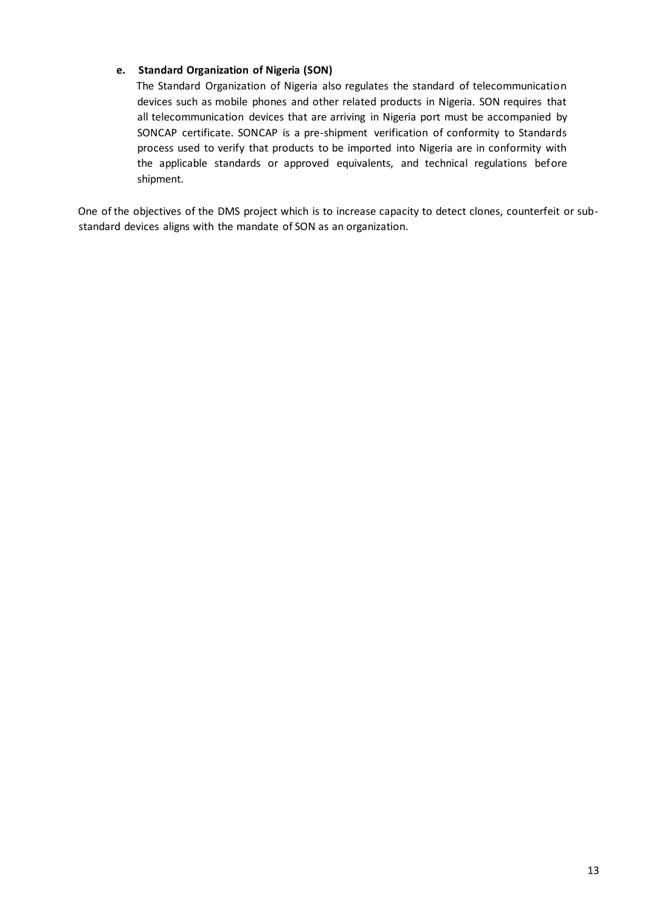#### e. Standard Organization of Nigeria (SON)

The Standard Organization of Nigeria also regulates the standard of telecommunication devices such as mobile phones and other related products in Nigeria. SON requires that all telecommunication devices that are arriving in Nigeria port must be accompanied by SONCAP certificate. SONCAP is a pre-shipment verification of conformity to Standards process used to verify that products to be imported into Nigeria are in conformity with the applicable standards or approved equivalents, and technical regulations before shipment.

One of the objectives of the DMS project which is to increase capacity to detect clones, counterfeit or sub-standard devices aligns with the mandate of SON as an organization.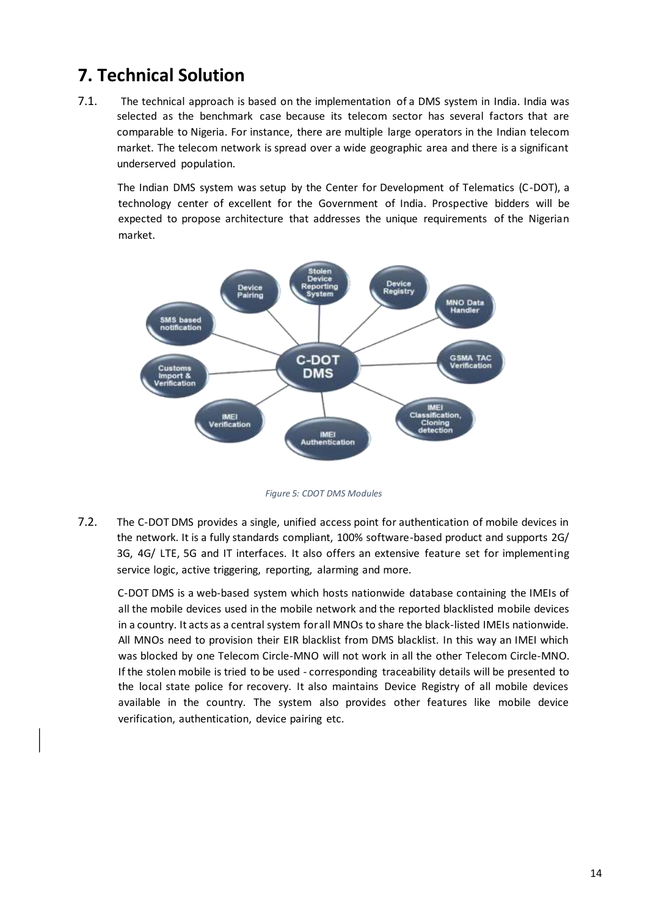# 7. Technical Solution

7.1. The technical approach is based on the implementation of a DMS system in India. India was selected as the benchmark case because its telecom sector has several factors that are comparable to Nigeria. For instance, there are multiple large operators in the Indian telecom market. The telecom network is spread over a wide geographic area and there is a significant underserved population.

The Indian DMS system was setup by the Center for Development of Telematics (C-DOT), a technology center of excellent for the Government of India. Prospective bidders will be expected to propose architecture that addresses the unique requirements of the Nigerian market.

*Figure 5: CDOT DMS Modules*

7.2. The C-DOT DMS provides a single, unified access point for authentication of mobile devices in the network. It is a fully standards compliant, 100% software-based product and supports 2G/ 3G, 4G/ LTE, 5G and IT interfaces. It also offers an extensive feature set for implementing service logic, active triggering, reporting, alarming and more.

C-DOT DMS is a web-based system which hosts nationwide database containing the IMEIs of all the mobile devices used in the mobile network and the reported blacklisted mobile devices in a country. It acts as a central system for all MNOs to share the black-listed IMEIs nationwide. All MNOs need to provision their EIR blacklist from DMS blacklist. In this way an IMEI which was blocked by one Telecom Circle-MNO will not work in all the other Telecom Circle-MNO. If the stolen mobile is tried to be used - corresponding traceability details will be presented to the local state police for recovery. It also maintains Device Registry of all mobile devices available in the country. The system also provides other features like mobile device verification, authentication, device pairing etc.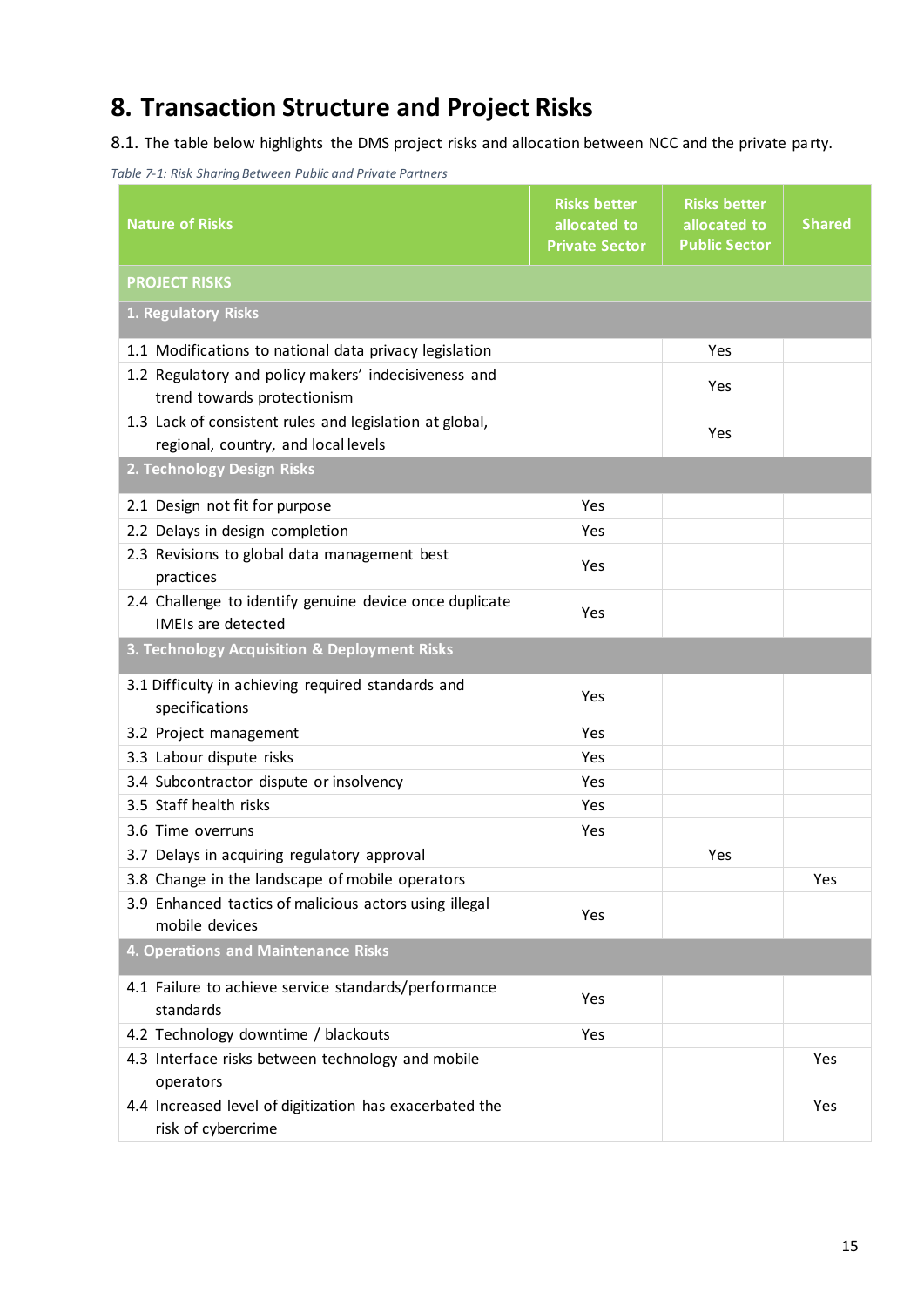# 8. Transaction Structure and Project Risks

8.1. The table below highlights the DMS project risks and allocation between NCC and the private party.

*Table 7-1: Risk Sharing Between Public and Private Partners*

| Nature of Risks | Risks better allocated to Private Sector | Risks better allocated to Public Sector | Shared |
|---|---|---|---|
| **PROJECT RISKS** | | | |
| **1. Regulatory Risks** | | | |
| 1.1 Modifications to national data privacy legislation | | Yes | |
| 1.2 Regulatory and policy makers' indecisiveness and trend towards protectionism | | Yes | |
| 1.3 Lack of consistent rules and legislation at global, regional, country, and local levels | | Yes | |
| **2. Technology Design Risks** | | | |
| 2.1 Design not fit for purpose | Yes | | |
| 2.2 Delays in design completion | Yes | | |
| 2.3 Revisions to global data management best practices | Yes | | |
| 2.4 Challenge to identify genuine device once duplicate IMEIs are detected | Yes | | |
| **3. Technology Acquisition & Deployment Risks** | | | |
| 3.1 Difficulty in achieving required standards and specifications | Yes | | |
| 3.2 Project management | Yes | | |
| 3.3 Labour dispute risks | Yes | | |
| 3.4 Subcontractor dispute or insolvency | Yes | | |
| 3.5 Staff health risks | Yes | | |
| 3.6 Time overruns | Yes | | |
| 3.7 Delays in acquiring regulatory approval | | Yes | |
| 3.8 Change in the landscape of mobile operators | | | Yes |
| 3.9 Enhanced tactics of malicious actors using illegal mobile devices | Yes | | |
| **4. Operations and Maintenance Risks** | | | |
| 4.1 Failure to achieve service standards/performance standards | Yes | | |
| 4.2 Technology downtime / blackouts | Yes | | |
| 4.3 Interface risks between technology and mobile operators | | | Yes |
| 4.4 Increased level of digitization has exacerbated the risk of cybercrime | | | Yes |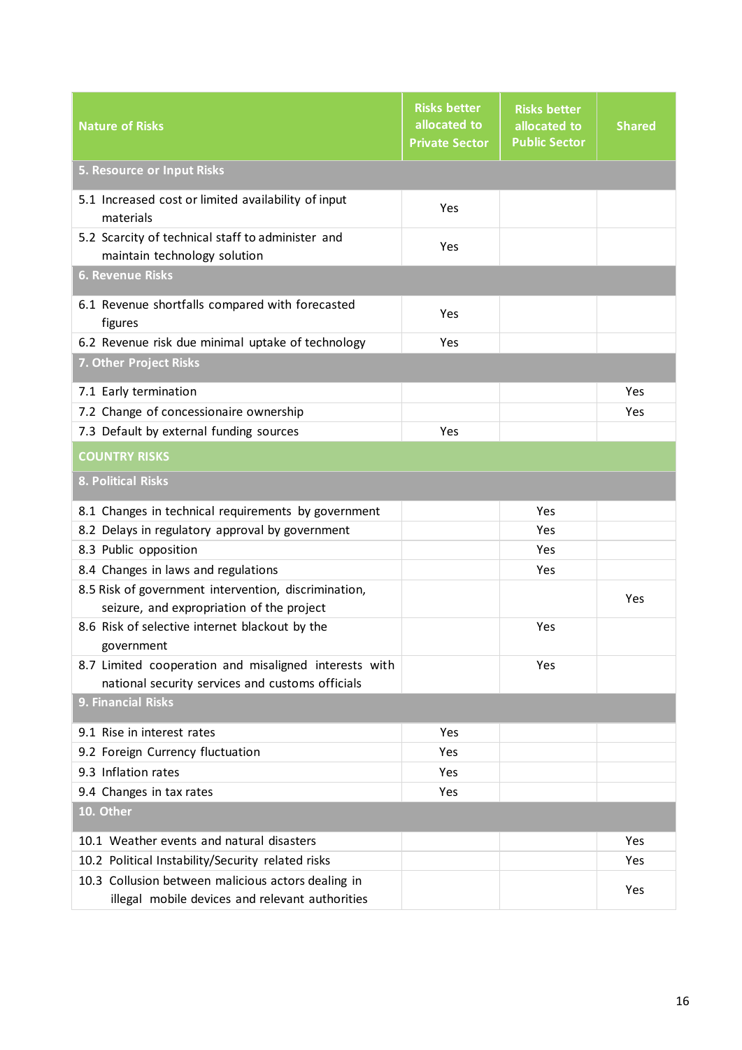| Nature of Risks | Risks better allocated to Private Sector | Risks better allocated to Public Sector | Shared |
|---|---|---|---|
| **5. Resource or Input Risks** | | | |
| 5.1 Increased cost or limited availability of input materials | Yes | | |
| 5.2 Scarcity of technical staff to administer and maintain technology solution | Yes | | |
| **6. Revenue Risks** | | | |
| 6.1 Revenue shortfalls compared with forecasted figures | Yes | | |
| 6.2 Revenue risk due minimal uptake of technology | Yes | | |
| **7. Other Project Risks** | | | |
| 7.1 Early termination | | | Yes |
| 7.2 Change of concessionaire ownership | | | Yes |
| 7.3 Default by external funding sources | Yes | | |
| **COUNTRY RISKS** | | | |
| **8. Political Risks** | | | |
| 8.1 Changes in technical requirements by government | | Yes | |
| 8.2 Delays in regulatory approval by government | | Yes | |
| 8.3 Public opposition | | Yes | |
| 8.4 Changes in laws and regulations | | Yes | |
| 8.5 Risk of government intervention, discrimination, seizure, and expropriation of the project | | | Yes |
| 8.6 Risk of selective internet blackout by the government | | Yes | |
| 8.7 Limited cooperation and misaligned interests with national security services and customs officials | | Yes | |
| **9. Financial Risks** | | | |
| 9.1 Rise in interest rates | Yes | | |
| 9.2 Foreign Currency fluctuation | Yes | | |
| 9.3 Inflation rates | Yes | | |
| 9.4 Changes in tax rates | Yes | | |
| **10. Other** | | | |
| 10.1 Weather events and natural disasters | | | Yes |
| 10.2 Political Instability/Security related risks | | | Yes |
| 10.3 Collusion between malicious actors dealing in illegal mobile devices and relevant authorities | | | Yes |